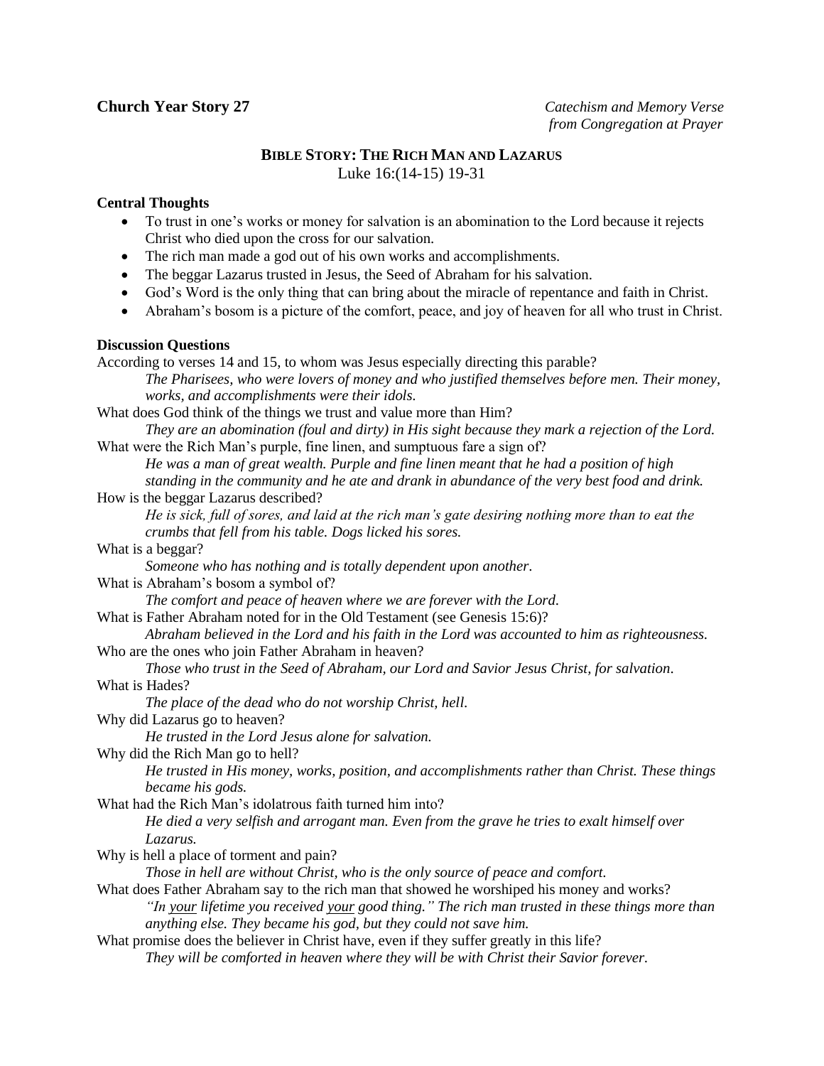**Church Year Story 27**

*Catechism and Memory Verse from Congregation at Prayer*

## BIBLE STORY: THE RICH MAN AND LAZARUS

Luke 16:(14-15) 19-31

### Central Thoughts

- To trust in one's works or money for salvation is an abomination to the Lord because it rejects Christ who died upon the cross for our salvation.
- The rich man made a god out of his own works and accomplishments.
- The beggar Lazarus trusted in Jesus, the Seed of Abraham for his salvation.
- God's Word is the only thing that can bring about the miracle of repentance and faith in Christ.
- Abraham's bosom is a picture of the comfort, peace, and joy of heaven for all who trust in Christ.

### Discussion Questions

According to verses 14 and 15, to whom was Jesus especially directing this parable?

*The Pharisees, who were lovers of money and who justified themselves before men. Their money, works, and accomplishments were their idols.*

What does God think of the things we trust and value more than Him?

*They are an abomination (foul and dirty) in His sight because they mark a rejection of the Lord.*

What were the Rich Man's purple, fine linen, and sumptuous fare a sign of?

*He was a man of great wealth. Purple and fine linen meant that he had a position of high standing in the community and he ate and drank in abundance of the very best food and drink.*

How is the beggar Lazarus described?

*He is sick, full of sores, and laid at the rich man's gate desiring nothing more than to eat the crumbs that fell from his table. Dogs licked his sores.*

What is a beggar?

*Someone who has nothing and is totally dependent upon another.*

What is Abraham's bosom a symbol of?

*The comfort and peace of heaven where we are forever with the Lord.*

What is Father Abraham noted for in the Old Testament (see Genesis 15:6)?

*Abraham believed in the Lord and his faith in the Lord was accounted to him as righteousness.*

Who are the ones who join Father Abraham in heaven?

*Those who trust in the Seed of Abraham, our Lord and Savior Jesus Christ, for salvation.*

What is Hades?

*The place of the dead who do not worship Christ, hell.*

Why did Lazarus go to heaven?

*He trusted in the Lord Jesus alone for salvation.*

Why did the Rich Man go to hell?

*He trusted in His money, works, position, and accomplishments rather than Christ. These things became his gods.*

What had the Rich Man's idolatrous faith turned him into?

*He died a very selfish and arrogant man. Even from the grave he tries to exalt himself over Lazarus.*

Why is hell a place of torment and pain?

*Those in hell are without Christ, who is the only source of peace and comfort.*

What does Father Abraham say to the rich man that showed he worshiped his money and works?

*"In <u>your</u> lifetime you received <u>your</u> good thing." The rich man trusted in these things more than anything else. They became his god, but they could not save him.*

What promise does the believer in Christ have, even if they suffer greatly in this life?

*They will be comforted in heaven where they will be with Christ their Savior forever.*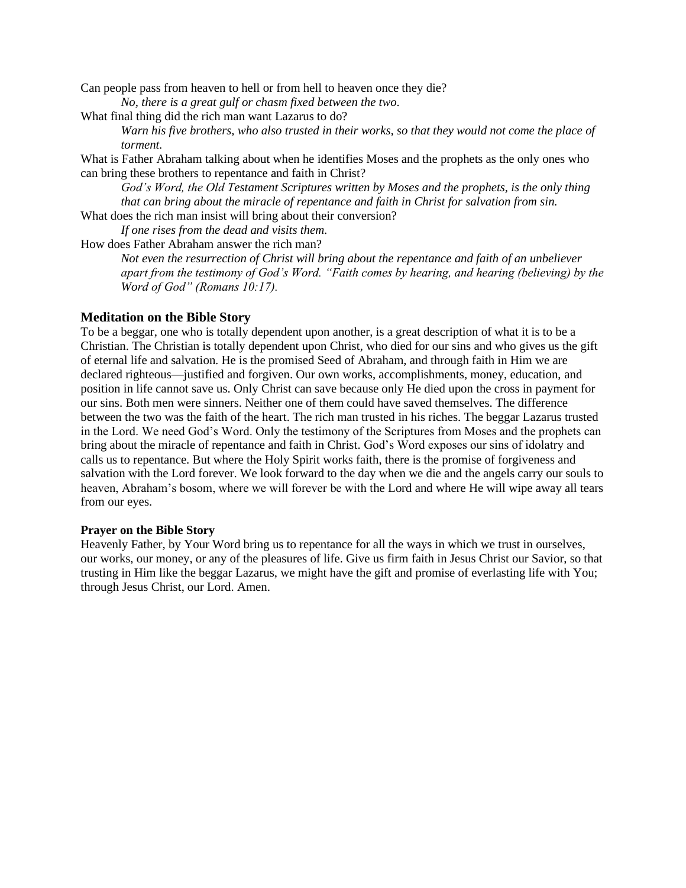Can people pass from heaven to hell or from hell to heaven once they die?

*No, there is a great gulf or chasm fixed between the two.*

What final thing did the rich man want Lazarus to do?

*Warn his five brothers, who also trusted in their works, so that they would not come the place of torment.*

What is Father Abraham talking about when he identifies Moses and the prophets as the only ones who can bring these brothers to repentance and faith in Christ?

*God's Word, the Old Testament Scriptures written by Moses and the prophets, is the only thing that can bring about the miracle of repentance and faith in Christ for salvation from sin.*

What does the rich man insist will bring about their conversion?

*If one rises from the dead and visits them.*

How does Father Abraham answer the rich man?

*Not even the resurrection of Christ will bring about the repentance and faith of an unbeliever apart from the testimony of God's Word. "Faith comes by hearing, and hearing (believing) by the Word of God" (Romans 10:17).*

### Meditation on the Bible Story

To be a beggar, one who is totally dependent upon another, is a great description of what it is to be a Christian. The Christian is totally dependent upon Christ, who died for our sins and who gives us the gift of eternal life and salvation. He is the promised Seed of Abraham, and through faith in Him we are declared righteous—justified and forgiven. Our own works, accomplishments, money, education, and position in life cannot save us. Only Christ can save because only He died upon the cross in payment for our sins. Both men were sinners. Neither one of them could have saved themselves. The difference between the two was the faith of the heart. The rich man trusted in his riches. The beggar Lazarus trusted in the Lord. We need God's Word. Only the testimony of the Scriptures from Moses and the prophets can bring about the miracle of repentance and faith in Christ. God's Word exposes our sins of idolatry and calls us to repentance. But where the Holy Spirit works faith, there is the promise of forgiveness and salvation with the Lord forever. We look forward to the day when we die and the angels carry our souls to heaven, Abraham's bosom, where we will forever be with the Lord and where He will wipe away all tears from our eyes.

#### Prayer on the Bible Story

Heavenly Father, by Your Word bring us to repentance for all the ways in which we trust in ourselves, our works, our money, or any of the pleasures of life. Give us firm faith in Jesus Christ our Savior, so that trusting in Him like the beggar Lazarus, we might have the gift and promise of everlasting life with You; through Jesus Christ, our Lord. Amen.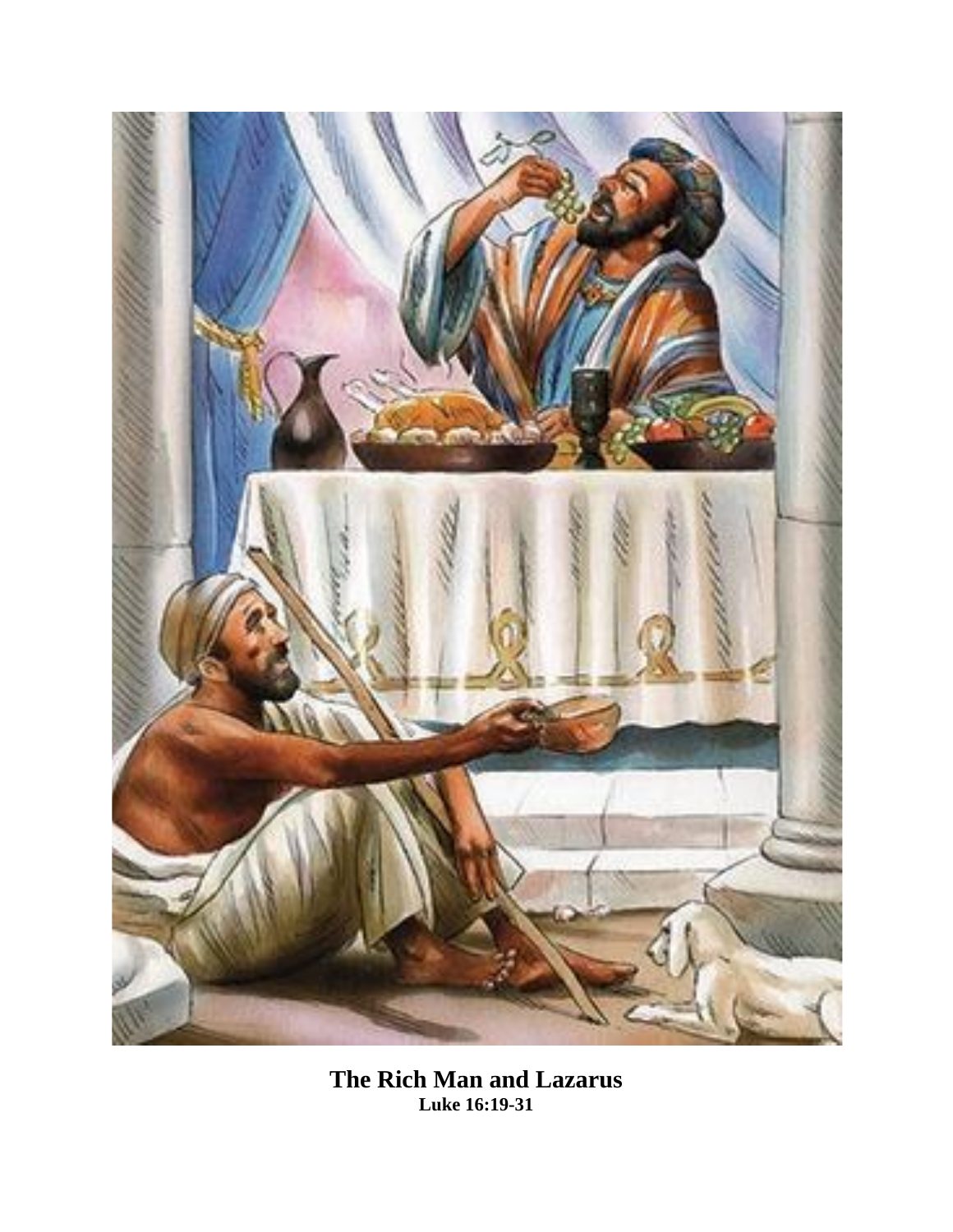**The Rich Man and Lazarus**
**Luke 16:19-31**